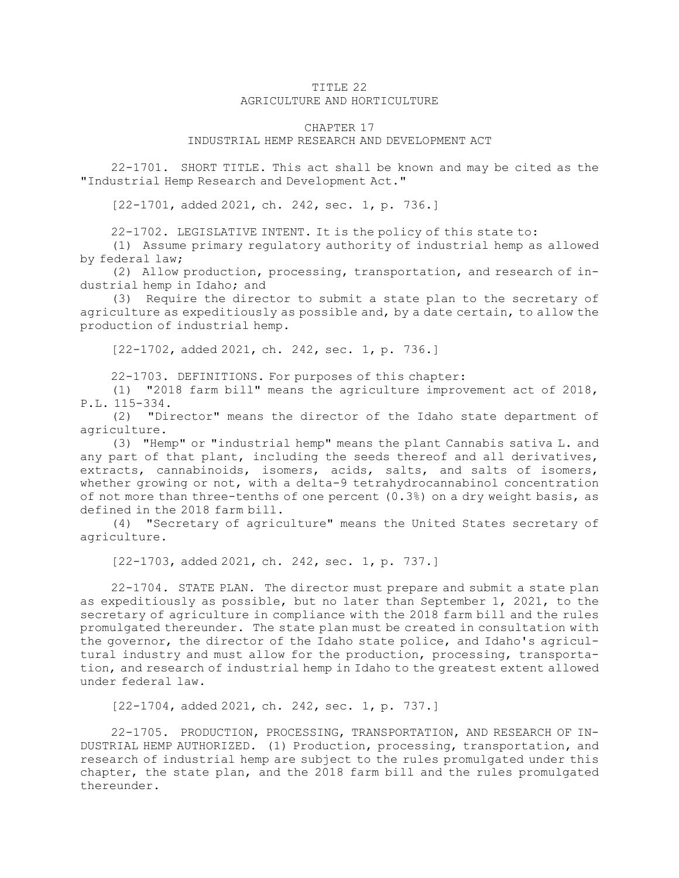# TITLE 22
# AGRICULTURE AND HORTICULTURE

## CHAPTER 17
## INDUSTRIAL HEMP RESEARCH AND DEVELOPMENT ACT

22-1701. SHORT TITLE. This act shall be known and may be cited as the "Industrial Hemp Research and Development Act."

[22-1701, added 2021, ch. 242, sec. 1, p. 736.]

22-1702. LEGISLATIVE INTENT. It is the policy of this state to:

(1) Assume primary regulatory authority of industrial hemp as allowed by federal law;

(2) Allow production, processing, transportation, and research of industrial hemp in Idaho; and

(3) Require the director to submit a state plan to the secretary of agriculture as expeditiously as possible and, by a date certain, to allow the production of industrial hemp.

[22-1702, added 2021, ch. 242, sec. 1, p. 736.]

22-1703. DEFINITIONS. For purposes of this chapter:

(1) "2018 farm bill" means the agriculture improvement act of 2018, P.L. 115-334.

(2) "Director" means the director of the Idaho state department of agriculture.

(3) "Hemp" or "industrial hemp" means the plant Cannabis sativa L. and any part of that plant, including the seeds thereof and all derivatives, extracts, cannabinoids, isomers, acids, salts, and salts of isomers, whether growing or not, with a delta-9 tetrahydrocannabinol concentration of not more than three-tenths of one percent (0.3%) on a dry weight basis, as defined in the 2018 farm bill.

(4) "Secretary of agriculture" means the United States secretary of agriculture.

[22-1703, added 2021, ch. 242, sec. 1, p. 737.]

22-1704. STATE PLAN. The director must prepare and submit a state plan as expeditiously as possible, but no later than September 1, 2021, to the secretary of agriculture in compliance with the 2018 farm bill and the rules promulgated thereunder. The state plan must be created in consultation with the governor, the director of the Idaho state police, and Idaho's agricultural industry and must allow for the production, processing, transportation, and research of industrial hemp in Idaho to the greatest extent allowed under federal law.

[22-1704, added 2021, ch. 242, sec. 1, p. 737.]

22-1705. PRODUCTION, PROCESSING, TRANSPORTATION, AND RESEARCH OF INDUSTRIAL HEMP AUTHORIZED. (1) Production, processing, transportation, and research of industrial hemp are subject to the rules promulgated under this chapter, the state plan, and the 2018 farm bill and the rules promulgated thereunder.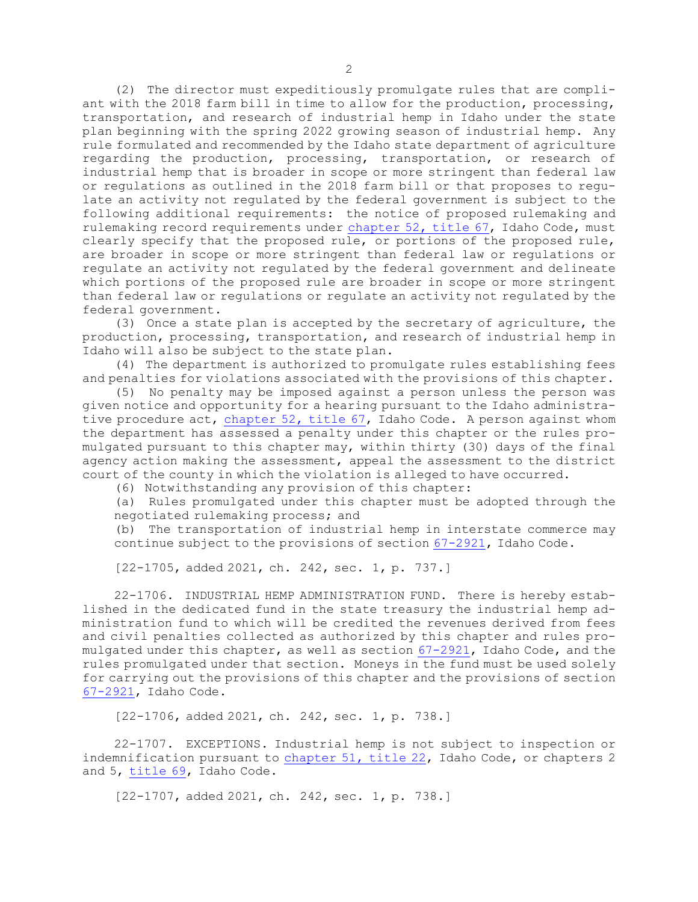(2) The director must expeditiously promulgate rules that are compliant with the 2018 farm bill in time to allow for the production, processing, transportation, and research of industrial hemp in Idaho under the state plan beginning with the spring 2022 growing season of industrial hemp. Any rule formulated and recommended by the Idaho state department of agriculture regarding the production, processing, transportation, or research of industrial hemp that is broader in scope or more stringent than federal law or regulations as outlined in the 2018 farm bill or that proposes to regulate an activity not regulated by the federal government is subject to the following additional requirements: the notice of proposed rulemaking and rulemaking record requirements under chapter 52, title 67, Idaho Code, must clearly specify that the proposed rule, or portions of the proposed rule, are broader in scope or more stringent than federal law or regulations or regulate an activity not regulated by the federal government and delineate which portions of the proposed rule are broader in scope or more stringent than federal law or regulations or regulate an activity not regulated by the federal government.

(3) Once a state plan is accepted by the secretary of agriculture, the production, processing, transportation, and research of industrial hemp in Idaho will also be subject to the state plan.

(4) The department is authorized to promulgate rules establishing fees and penalties for violations associated with the provisions of this chapter.

(5) No penalty may be imposed against a person unless the person was given notice and opportunity for a hearing pursuant to the Idaho administrative procedure act, chapter 52, title 67, Idaho Code. A person against whom the department has assessed a penalty under this chapter or the rules promulgated pursuant to this chapter may, within thirty (30) days of the final agency action making the assessment, appeal the assessment to the district court of the county in which the violation is alleged to have occurred.

(6) Notwithstanding any provision of this chapter:

(a) Rules promulgated under this chapter must be adopted through the negotiated rulemaking process; and

(b) The transportation of industrial hemp in interstate commerce may continue subject to the provisions of section 67-2921, Idaho Code.

[22-1705, added 2021, ch. 242, sec. 1, p. 737.]

22-1706. INDUSTRIAL HEMP ADMINISTRATION FUND. There is hereby established in the dedicated fund in the state treasury the industrial hemp administration fund to which will be credited the revenues derived from fees and civil penalties collected as authorized by this chapter and rules promulgated under this chapter, as well as section 67-2921, Idaho Code, and the rules promulgated under that section. Moneys in the fund must be used solely for carrying out the provisions of this chapter and the provisions of section 67-2921, Idaho Code.

[22-1706, added 2021, ch. 242, sec. 1, p. 738.]

22-1707. EXCEPTIONS. Industrial hemp is not subject to inspection or indemnification pursuant to chapter 51, title 22, Idaho Code, or chapters 2 and 5, title 69, Idaho Code.

[22-1707, added 2021, ch. 242, sec. 1, p. 738.]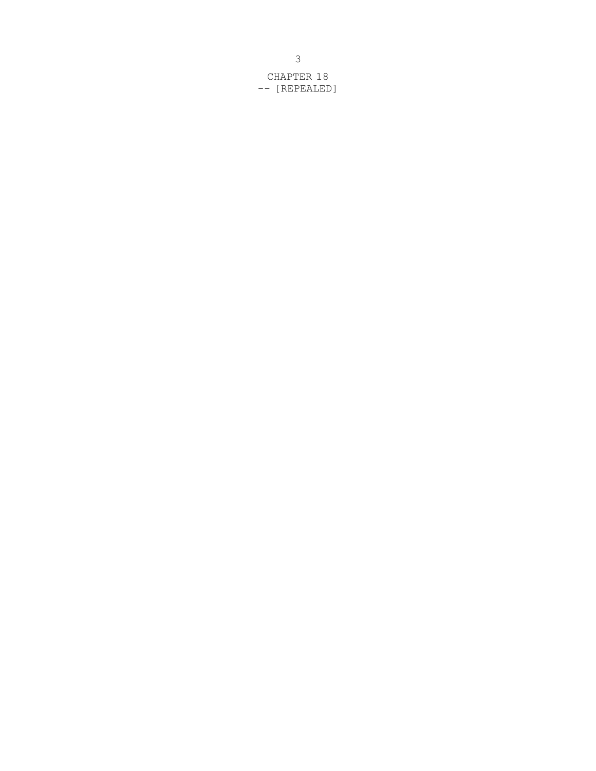# CHAPTER 18
## -- [REPEALED]